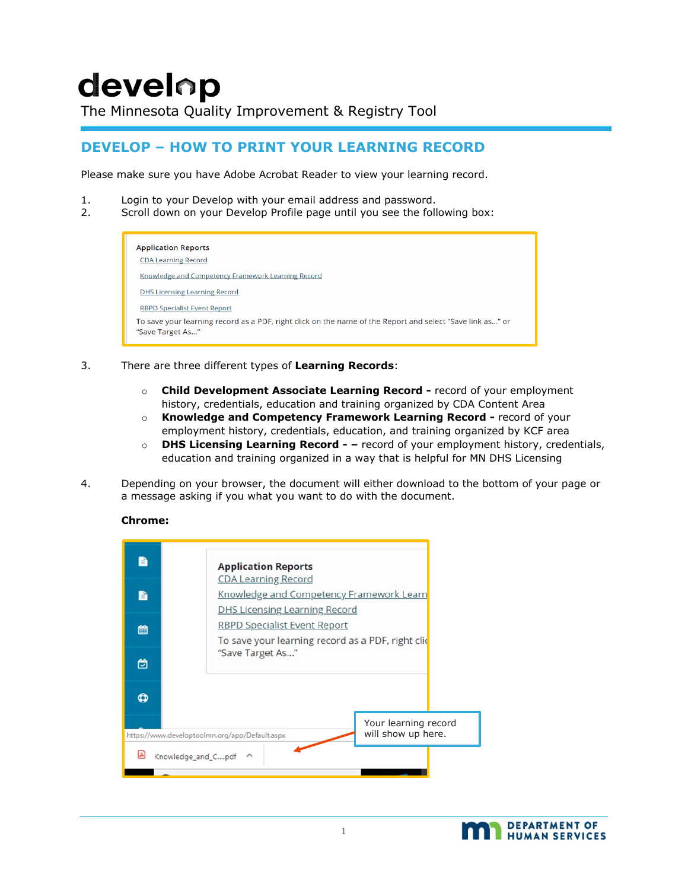# develop

The Minnesota Quality Improvement & Registry Tool

## DEVELOP – HOW TO PRINT YOUR LEARNING RECORD

Please make sure you have Adobe Acrobat Reader to view your learning record.

1. Login to your Develop with your email address and password.
2. Scroll down on your Develop Profile page until you see the following box:

Application Reports
CDA Learning Record
Knowledge and Competency Framework Learning Record
DHS Licensing Learning Record
RBPD Specialist Event Report
To save your learning record as a PDF, right click on the name of the Report and select "Save link as..." or "Save Target As..."

3. There are three different types of **Learning Records**:
   - **Child Development Associate Learning Record -** record of your employment history, credentials, education and training organized by CDA Content Area
   - **Knowledge and Competency Framework Learning Record -** record of your employment history, credentials, education, and training organized by KCF area
   - **DHS Licensing Learning Record - –** record of your employment history, credentials, education and training organized in a way that is helpful for MN DHS Licensing

4. Depending on your browser, the document will either download to the bottom of your page or a message asking if you what you want to do with the document.

**Chrome:**

Application Reports
CDA Learning Record
Knowledge and Competency Framework Learn
DHS Licensing Learning Record
RBPD Specialist Event Report
To save your learning record as a PDF, right clic
"Save Target As..."

https://www.developtoolmn.org/app/Default.aspx

Knowledge_and_C....pdf

Your learning record will show up here.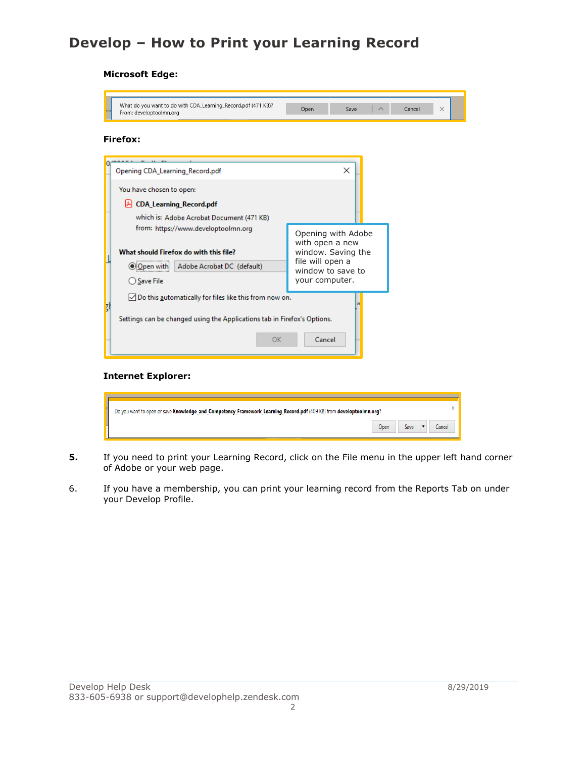**Microsoft Edge:**

**Firefox:**

Opening with Adobe with open a new window. Saving the file will open a window to save to your computer.

**Internet Explorer:**

**5.** If you need to print your Learning Record, click on the File menu in the upper left hand corner of Adobe or your web page.

6. If you have a membership, you can print your learning record from the Reports Tab on under your Develop Profile.